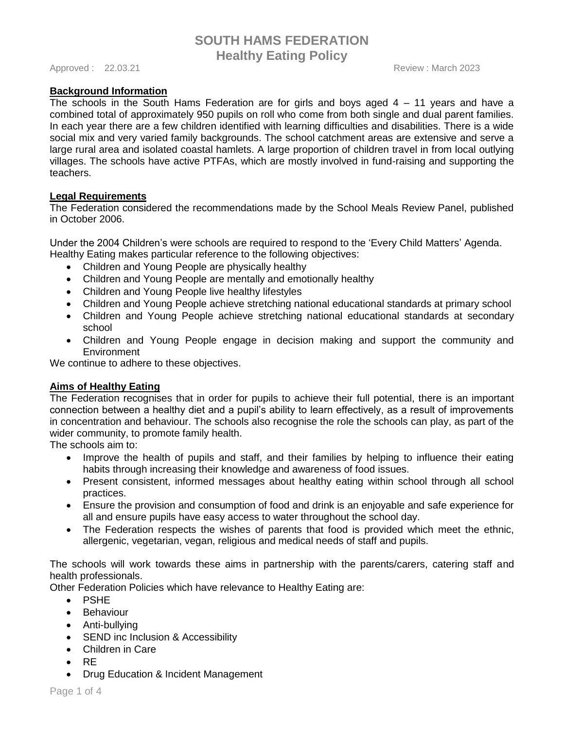# SOUTH HAMS FEDERATION
## Healthy Eating Policy

Approved : 22.03.21 Review : March 2023

**Background Information**

The schools in the South Hams Federation are for girls and boys aged 4 – 11 years and have a combined total of approximately 950 pupils on roll who come from both single and dual parent families. In each year there are a few children identified with learning difficulties and disabilities. There is a wide social mix and very varied family backgrounds. The school catchment areas are extensive and serve a large rural area and isolated coastal hamlets. A large proportion of children travel in from local outlying villages. The schools have active PTFAs, which are mostly involved in fund-raising and supporting the teachers.

**Legal Requirements**

The Federation considered the recommendations made by the School Meals Review Panel, published in October 2006.

Under the 2004 Children's were schools are required to respond to the 'Every Child Matters' Agenda. Healthy Eating makes particular reference to the following objectives:

- Children and Young People are physically healthy
- Children and Young People are mentally and emotionally healthy
- Children and Young People live healthy lifestyles
- Children and Young People achieve stretching national educational standards at primary school
- Children and Young People achieve stretching national educational standards at secondary school
- Children and Young People engage in decision making and support the community and Environment

We continue to adhere to these objectives.

**Aims of Healthy Eating**

The Federation recognises that in order for pupils to achieve their full potential, there is an important connection between a healthy diet and a pupil's ability to learn effectively, as a result of improvements in concentration and behaviour. The schools also recognise the role the schools can play, as part of the wider community, to promote family health.

The schools aim to:

- Improve the health of pupils and staff, and their families by helping to influence their eating habits through increasing their knowledge and awareness of food issues.
- Present consistent, informed messages about healthy eating within school through all school practices.
- Ensure the provision and consumption of food and drink is an enjoyable and safe experience for all and ensure pupils have easy access to water throughout the school day.
- The Federation respects the wishes of parents that food is provided which meet the ethnic, allergenic, vegetarian, vegan, religious and medical needs of staff and pupils.

The schools will work towards these aims in partnership with the parents/carers, catering staff and health professionals.

Other Federation Policies which have relevance to Healthy Eating are:

- PSHE
- Behaviour
- Anti-bullying
- SEND inc Inclusion & Accessibility
- Children in Care
- RE
- Drug Education & Incident Management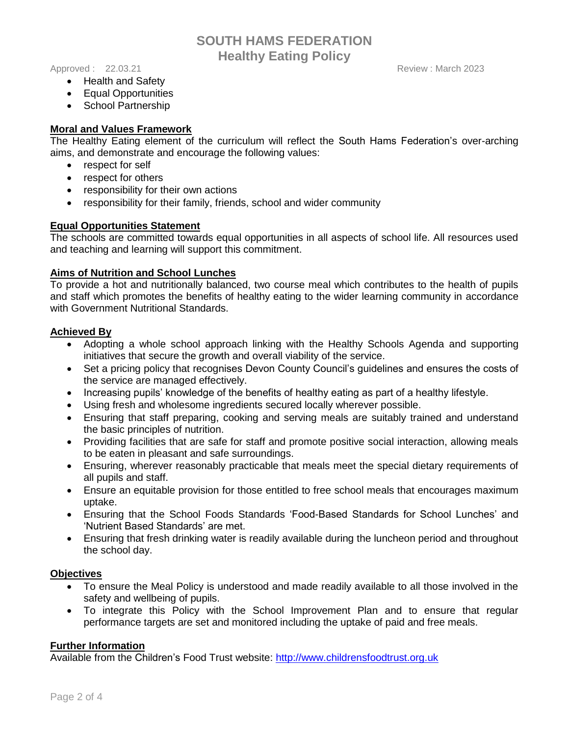- Health and Safety
- Equal Opportunities
- School Partnership

**Moral and Values Framework**

The Healthy Eating element of the curriculum will reflect the South Hams Federation's over-arching aims, and demonstrate and encourage the following values:

- respect for self
- respect for others
- responsibility for their own actions
- responsibility for their family, friends, school and wider community

**Equal Opportunities Statement**

The schools are committed towards equal opportunities in all aspects of school life. All resources used and teaching and learning will support this commitment.

**Aims of Nutrition and School Lunches**

To provide a hot and nutritionally balanced, two course meal which contributes to the health of pupils and staff which promotes the benefits of healthy eating to the wider learning community in accordance with Government Nutritional Standards.

**Achieved By**

- Adopting a whole school approach linking with the Healthy Schools Agenda and supporting initiatives that secure the growth and overall viability of the service.
- Set a pricing policy that recognises Devon County Council's guidelines and ensures the costs of the service are managed effectively.
- Increasing pupils' knowledge of the benefits of healthy eating as part of a healthy lifestyle.
- Using fresh and wholesome ingredients secured locally wherever possible.
- Ensuring that staff preparing, cooking and serving meals are suitably trained and understand the basic principles of nutrition.
- Providing facilities that are safe for staff and promote positive social interaction, allowing meals to be eaten in pleasant and safe surroundings.
- Ensuring, wherever reasonably practicable that meals meet the special dietary requirements of all pupils and staff.
- Ensure an equitable provision for those entitled to free school meals that encourages maximum uptake.
- Ensuring that the School Foods Standards 'Food-Based Standards for School Lunches' and 'Nutrient Based Standards' are met.
- Ensuring that fresh drinking water is readily available during the luncheon period and throughout the school day.

**Objectives**

- To ensure the Meal Policy is understood and made readily available to all those involved in the safety and wellbeing of pupils.
- To integrate this Policy with the School Improvement Plan and to ensure that regular performance targets are set and monitored including the uptake of paid and free meals.

**Further Information**

Available from the Children's Food Trust website: [http://www.childrensfoodtrust.org.uk](http://www.childrensfoodtrust.org.uk)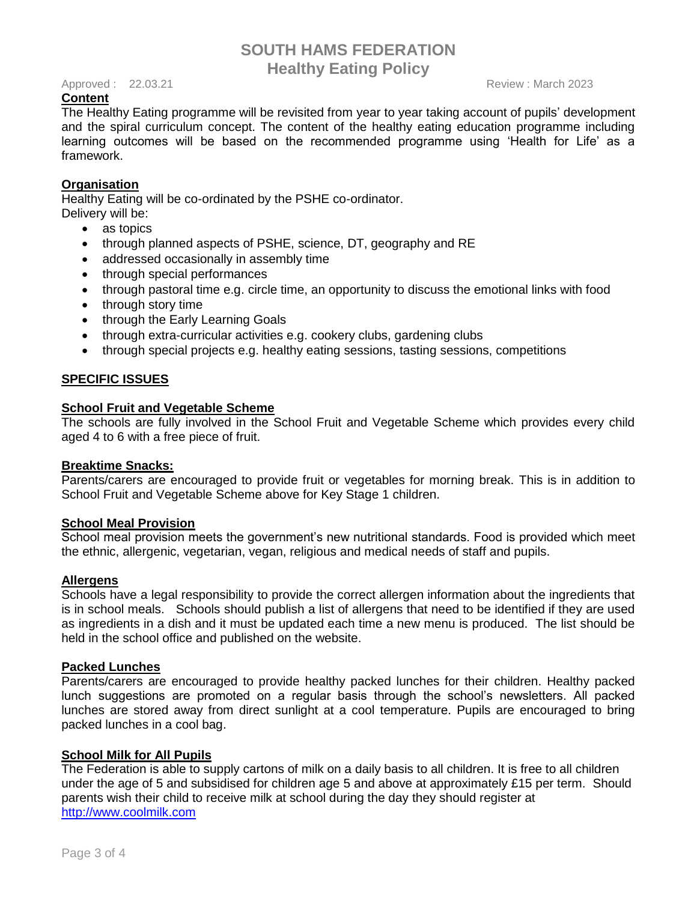**Content**

The Healthy Eating programme will be revisited from year to year taking account of pupils' development and the spiral curriculum concept. The content of the healthy eating education programme including learning outcomes will be based on the recommended programme using 'Health for Life' as a framework.

**Organisation**

Healthy Eating will be co-ordinated by the PSHE co-ordinator.
Delivery will be:

- as topics
- through planned aspects of PSHE, science, DT, geography and RE
- addressed occasionally in assembly time
- through special performances
- through pastoral time e.g. circle time, an opportunity to discuss the emotional links with food
- through story time
- through the Early Learning Goals
- through extra-curricular activities e.g. cookery clubs, gardening clubs
- through special projects e.g. healthy eating sessions, tasting sessions, competitions

## SPECIFIC ISSUES

**School Fruit and Vegetable Scheme**

The schools are fully involved in the School Fruit and Vegetable Scheme which provides every child aged 4 to 6 with a free piece of fruit.

**Breaktime Snacks:**

Parents/carers are encouraged to provide fruit or vegetables for morning break. This is in addition to School Fruit and Vegetable Scheme above for Key Stage 1 children.

**School Meal Provision**

School meal provision meets the government's new nutritional standards. Food is provided which meet the ethnic, allergenic, vegetarian, vegan, religious and medical needs of staff and pupils.

**Allergens**

Schools have a legal responsibility to provide the correct allergen information about the ingredients that is in school meals. Schools should publish a list of allergens that need to be identified if they are used as ingredients in a dish and it must be updated each time a new menu is produced. The list should be held in the school office and published on the website.

**Packed Lunches**

Parents/carers are encouraged to provide healthy packed lunches for their children. Healthy packed lunch suggestions are promoted on a regular basis through the school's newsletters. All packed lunches are stored away from direct sunlight at a cool temperature. Pupils are encouraged to bring packed lunches in a cool bag.

**School Milk for All Pupils**

The Federation is able to supply cartons of milk on a daily basis to all children. It is free to all children under the age of 5 and subsidised for children age 5 and above at approximately £15 per term. Should parents wish their child to receive milk at school during the day they should register at [http://www.coolmilk.com](http://www.coolmilk.com)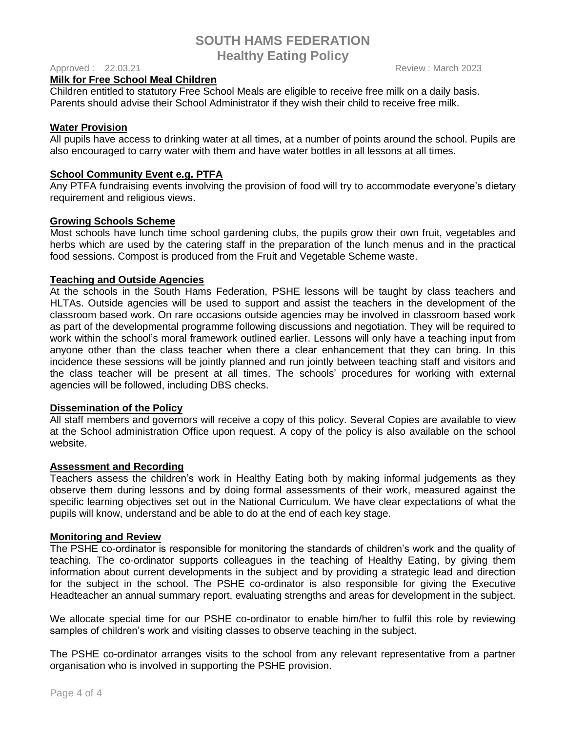**Milk for Free School Meal Children**

Children entitled to statutory Free School Meals are eligible to receive free milk on a daily basis. Parents should advise their School Administrator if they wish their child to receive free milk.

**Water Provision**

All pupils have access to drinking water at all times, at a number of points around the school. Pupils are also encouraged to carry water with them and have water bottles in all lessons at all times.

**School Community Event e.g. PTFA**

Any PTFA fundraising events involving the provision of food will try to accommodate everyone's dietary requirement and religious views.

**Growing Schools Scheme**

Most schools have lunch time school gardening clubs, the pupils grow their own fruit, vegetables and herbs which are used by the catering staff in the preparation of the lunch menus and in the practical food sessions. Compost is produced from the Fruit and Vegetable Scheme waste.

**Teaching and Outside Agencies**

At the schools in the South Hams Federation, PSHE lessons will be taught by class teachers and HLTAs. Outside agencies will be used to support and assist the teachers in the development of the classroom based work. On rare occasions outside agencies may be involved in classroom based work as part of the developmental programme following discussions and negotiation. They will be required to work within the school's moral framework outlined earlier. Lessons will only have a teaching input from anyone other than the class teacher when there a clear enhancement that they can bring. In this incidence these sessions will be jointly planned and run jointly between teaching staff and visitors and the class teacher will be present at all times. The schools' procedures for working with external agencies will be followed, including DBS checks.

**Dissemination of the Policy**

All staff members and governors will receive a copy of this policy. Several Copies are available to view at the School administration Office upon request. A copy of the policy is also available on the school website.

**Assessment and Recording**

Teachers assess the children's work in Healthy Eating both by making informal judgements as they observe them during lessons and by doing formal assessments of their work, measured against the specific learning objectives set out in the National Curriculum. We have clear expectations of what the pupils will know, understand and be able to do at the end of each key stage.

**Monitoring and Review**

The PSHE co-ordinator is responsible for monitoring the standards of children's work and the quality of teaching. The co-ordinator supports colleagues in the teaching of Healthy Eating, by giving them information about current developments in the subject and by providing a strategic lead and direction for the subject in the school. The PSHE co-ordinator is also responsible for giving the Executive Headteacher an annual summary report, evaluating strengths and areas for development in the subject.

We allocate special time for our PSHE co-ordinator to enable him/her to fulfil this role by reviewing samples of children's work and visiting classes to observe teaching in the subject.

The PSHE co-ordinator arranges visits to the school from any relevant representative from a partner organisation who is involved in supporting the PSHE provision.